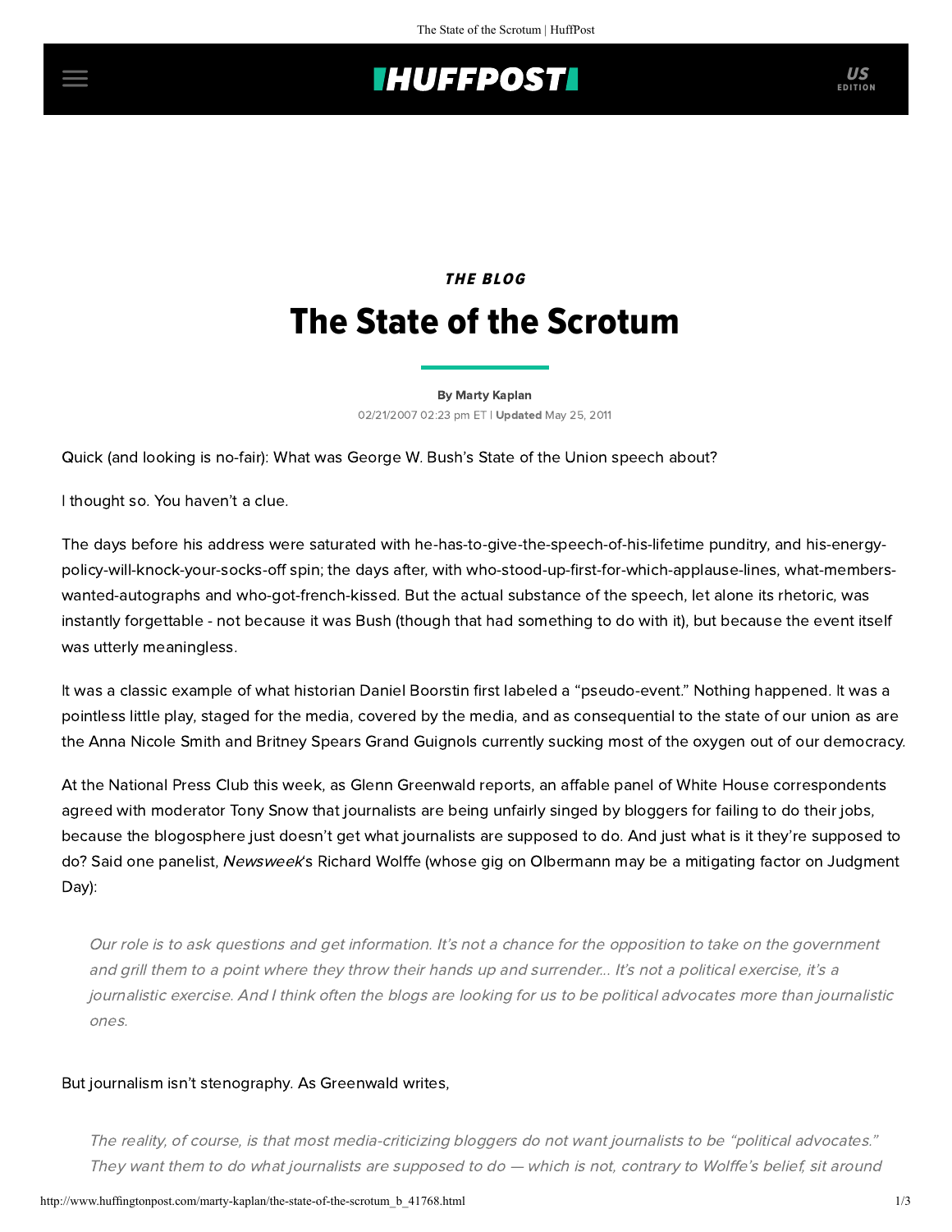THE BLOG

# The State of the Scrotum

By Marty Kaplan

02/21/2007 02:23 pm ET | **Updated** May 25, 2011

Quick (and looking is no-fair): What was George W. Bush's State of the Union speech about?

I thought so. You haven't a clue.

The days before his address were saturated with he-has-to-give-the-speech-of-his-lifetime punditry, and his-energy-policy-will-knock-your-socks-off spin; the days after, with who-stood-up-first-for-which-applause-lines, what-members-wanted-autographs and who-got-french-kissed. But the actual substance of the speech, let alone its rhetoric, was instantly forgettable - not because it was Bush (though that had something to do with it), but because the event itself was utterly meaningless.

It was a classic example of what historian Daniel Boorstin first labeled a "pseudo-event." Nothing happened. It was a pointless little play, staged for the media, covered by the media, and as consequential to the state of our union as are the Anna Nicole Smith and Britney Spears Grand Guignols currently sucking most of the oxygen out of our democracy.

At the National Press Club this week, as Glenn Greenwald reports, an affable panel of White House correspondents agreed with moderator Tony Snow that journalists are being unfairly singed by bloggers for failing to do their jobs, because the blogosphere just doesn't get what journalists are supposed to do. And just what is it they're supposed to do? Said one panelist, *Newsweek*'s Richard Wolffe (whose gig on Olbermann may be a mitigating factor on Judgment Day):

> *Our role is to ask questions and get information. It's not a chance for the opposition to take on the government and grill them to a point where they throw their hands up and surrender... It's not a political exercise, it's a journalistic exercise. And I think often the blogs are looking for us to be political advocates more than journalistic ones.*

But journalism isn't stenography. As Greenwald writes,

> *The reality, of course, is that most media-criticizing bloggers do not want journalists to be "political advocates." They want them to do what journalists are supposed to do — which is not, contrary to Wolffe's belief, sit around*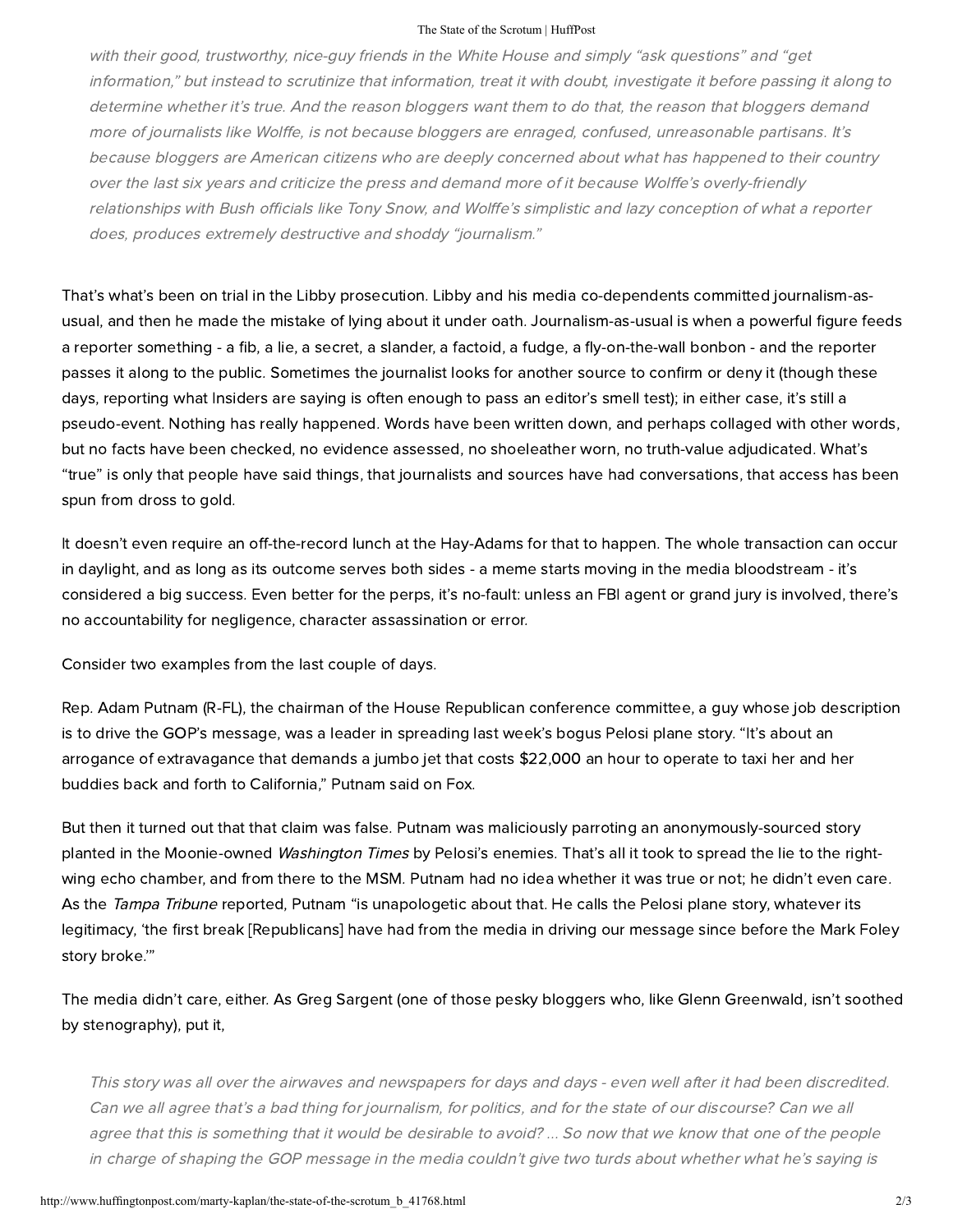> *with their good, trustworthy, nice-guy friends in the White House and simply "ask questions" and "get information," but instead to scrutinize that information, treat it with doubt, investigate it before passing it along to determine whether it's true. And the reason bloggers want them to do that, the reason that bloggers demand more of journalists like Wolffe, is not because bloggers are enraged, confused, unreasonable partisans. It's because bloggers are American citizens who are deeply concerned about what has happened to their country over the last six years and criticize the press and demand more of it because Wolffe's overly-friendly relationships with Bush officials like Tony Snow, and Wolffe's simplistic and lazy conception of what a reporter does, produces extremely destructive and shoddy "journalism."*

That's what's been on trial in the Libby prosecution. Libby and his media co-dependents committed journalism-as-usual, and then he made the mistake of lying about it under oath. Journalism-as-usual is when a powerful figure feeds a reporter something - a fib, a lie, a secret, a slander, a factoid, a fudge, a fly-on-the-wall bonbon - and the reporter passes it along to the public. Sometimes the journalist looks for another source to confirm or deny it (though these days, reporting what Insiders are saying is often enough to pass an editor's smell test); in either case, it's still a pseudo-event. Nothing has really happened. Words have been written down, and perhaps collaged with other words, but no facts have been checked, no evidence assessed, no shoeleather worn, no truth-value adjudicated. What's "true" is only that people have said things, that journalists and sources have had conversations, that access has been spun from dross to gold.

It doesn't even require an off-the-record lunch at the Hay-Adams for that to happen. The whole transaction can occur in daylight, and as long as its outcome serves both sides - a meme starts moving in the media bloodstream - it's considered a big success. Even better for the perps, it's no-fault: unless an FBI agent or grand jury is involved, there's no accountability for negligence, character assassination or error.

Consider two examples from the last couple of days.

Rep. Adam Putnam (R-FL), the chairman of the House Republican conference committee, a guy whose job description is to drive the GOP's message, was a leader in spreading last week's bogus Pelosi plane story. "It's about an arrogance of extravagance that demands a jumbo jet that costs $22,000 an hour to operate to taxi her and her buddies back and forth to California," Putnam said on Fox.

But then it turned out that that claim was false. Putnam was maliciously parroting an anonymously-sourced story planted in the Moonie-owned *Washington Times* by Pelosi's enemies. That's all it took to spread the lie to the right-wing echo chamber, and from there to the MSM. Putnam had no idea whether it was true or not; he didn't even care. As the *Tampa Tribune* reported, Putnam "is unapologetic about that. He calls the Pelosi plane story, whatever its legitimacy, 'the first break [Republicans] have had from the media in driving our message since before the Mark Foley story broke.'"

The media didn't care, either. As Greg Sargent (one of those pesky bloggers who, like Glenn Greenwald, isn't soothed by stenography), put it,

> *This story was all over the airwaves and newspapers for days and days - even well after it had been discredited. Can we all agree that's a bad thing for journalism, for politics, and for the state of our discourse? Can we all agree that this is something that it would be desirable to avoid? ... So now that we know that one of the people in charge of shaping the GOP message in the media couldn't give two turds about whether what he's saying is*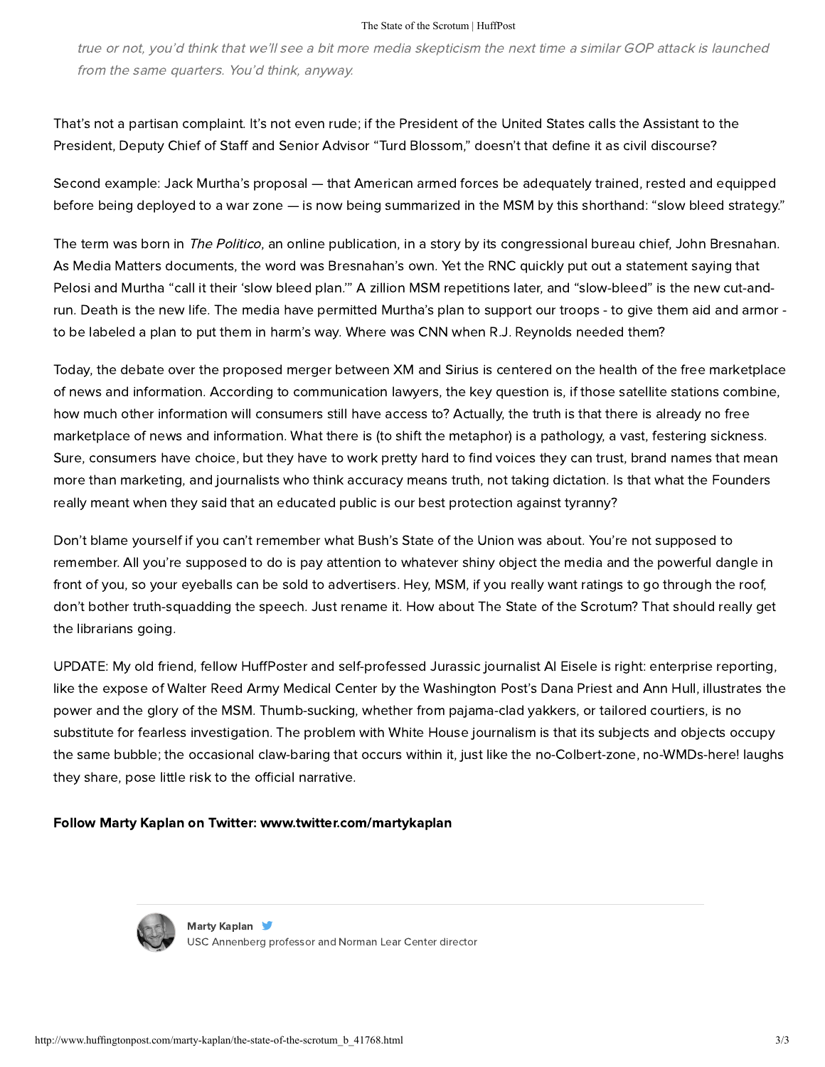*true or not, you'd think that we'll see a bit more media skepticism the next time a similar GOP attack is launched from the same quarters. You'd think, anyway.*

That's not a partisan complaint. It's not even rude; if the President of the United States calls the Assistant to the President, Deputy Chief of Staff and Senior Advisor "Turd Blossom," doesn't that define it as civil discourse?

Second example: Jack Murtha's proposal — that American armed forces be adequately trained, rested and equipped before being deployed to a war zone — is now being summarized in the MSM by this shorthand: "slow bleed strategy."

The term was born in *The Politico*, an online publication, in a story by its congressional bureau chief, John Bresnahan. As Media Matters documents, the word was Bresnahan's own. Yet the RNC quickly put out a statement saying that Pelosi and Murtha "call it their 'slow bleed plan.'" A zillion MSM repetitions later, and "slow-bleed" is the new cut-and-run. Death is the new life. The media have permitted Murtha's plan to support our troops - to give them aid and armor - to be labeled a plan to put them in harm's way. Where was CNN when R.J. Reynolds needed them?

Today, the debate over the proposed merger between XM and Sirius is centered on the health of the free marketplace of news and information. According to communication lawyers, the key question is, if those satellite stations combine, how much other information will consumers still have access to? Actually, the truth is that there is already no free marketplace of news and information. What there is (to shift the metaphor) is a pathology, a vast, festering sickness. Sure, consumers have choice, but they have to work pretty hard to find voices they can trust, brand names that mean more than marketing, and journalists who think accuracy means truth, not taking dictation. Is that what the Founders really meant when they said that an educated public is our best protection against tyranny?

Don't blame yourself if you can't remember what Bush's State of the Union was about. You're not supposed to remember. All you're supposed to do is pay attention to whatever shiny object the media and the powerful dangle in front of you, so your eyeballs can be sold to advertisers. Hey, MSM, if you really want ratings to go through the roof, don't bother truth-squadding the speech. Just rename it. How about The State of the Scrotum? That should really get the librarians going.

UPDATE: My old friend, fellow HuffPoster and self-professed Jurassic journalist Al Eisele is right: enterprise reporting, like the expose of Walter Reed Army Medical Center by the Washington Post's Dana Priest and Ann Hull, illustrates the power and the glory of the MSM. Thumb-sucking, whether from pajama-clad yakkers, or tailored courtiers, is no substitute for fearless investigation. The problem with White House journalism is that its subjects and objects occupy the same bubble; the occasional claw-baring that occurs within it, just like the no-Colbert-zone, no-WMDs-here! laughs they share, pose little risk to the official narrative.

**Follow Marty Kaplan on Twitter: www.twitter.com/martykaplan**

**Marty Kaplan**
USC Annenberg professor and Norman Lear Center director